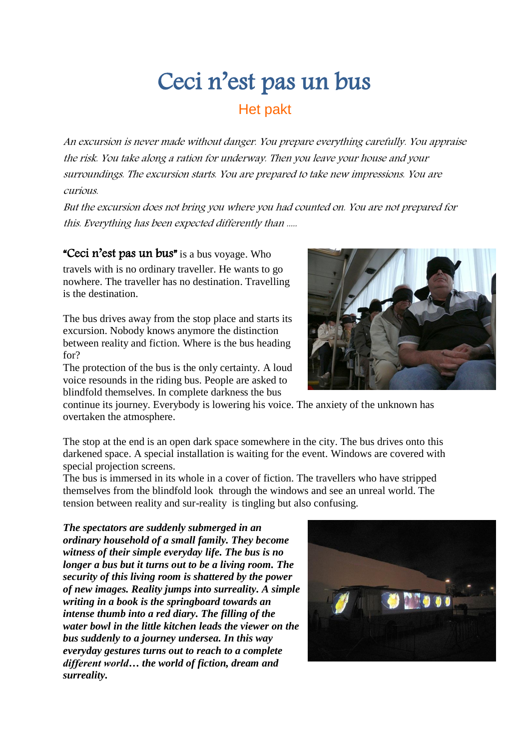# Ceci n'est pas un bus

## Het pakt

*An excursion is never made without danger. You prepare everything carefully. You appraise the risk. You take along a ration for underway. Then you leave your house and your surroundings. The excursion starts. You are prepared to take new impressions. You are curious.*

*But the excursion does not bring you where you had counted on. You are not prepared for this. Everything has been expected differently than .....*

**"Ceci n'est pas un bus"** is a bus voyage. Who travels with is no ordinary traveller. He wants to go nowhere. The traveller has no destination. Travelling is the destination.

The bus drives away from the stop place and starts its excursion. Nobody knows anymore the distinction between reality and fiction. Where is the bus heading for?

The protection of the bus is the only certainty. A loud voice resounds in the riding bus. People are asked to blindfold themselves. In complete darkness the bus continue its journey. Everybody is lowering his voice. The anxiety of the unknown has overtaken the atmosphere.

The stop at the end is an open dark space somewhere in the city. The bus drives onto this darkened space. A special installation is waiting for the event. Windows are covered with special projection screens.

The bus is immersed in its whole in a cover of fiction. The travellers who have stripped themselves from the blindfold look through the windows and see an unreal world. The tension between reality and sur-reality is tingling but also confusing.

***The spectators are suddenly submerged in an ordinary household of a small family. They become witness of their simple everyday life. The bus is no longer a bus but it turns out to be a living room. The security of this living room is shattered by the power of new images. Reality jumps into surreality. A simple writing in a book is the springboard towards an intense thumb into a red diary. The filling of the water bowl in the little kitchen leads the viewer on the bus suddenly to a journey undersea. In this way everyday gestures turns out to reach to a complete different world… the world of fiction, dream and surreality.***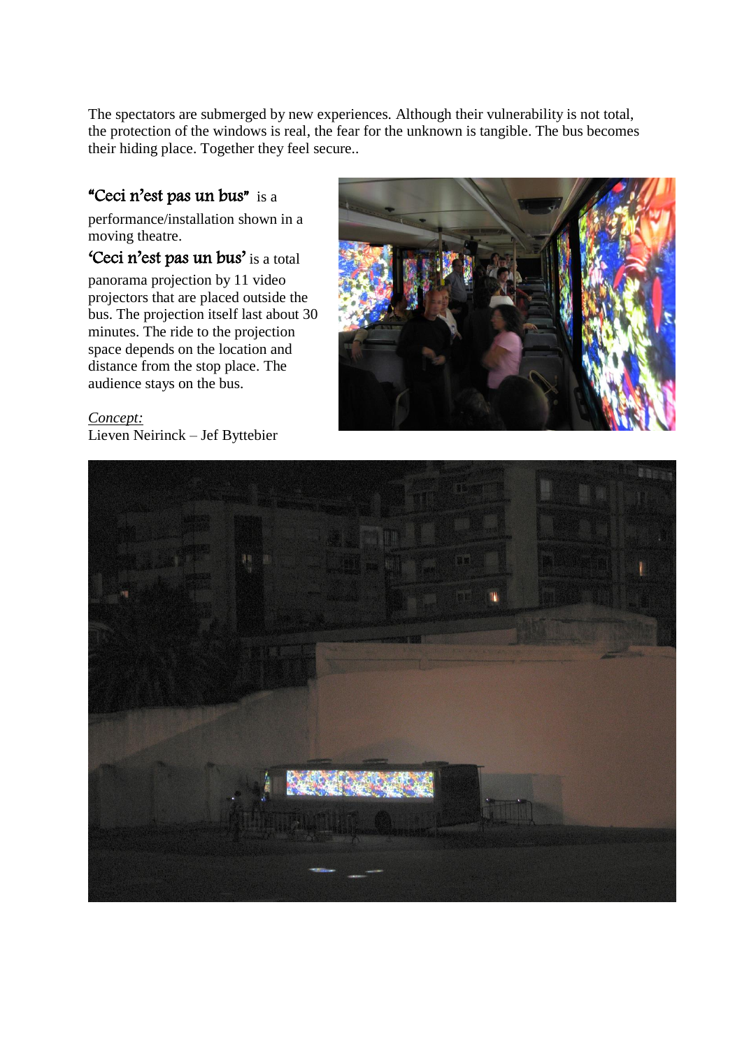The spectators are submerged by new experiences. Although their vulnerability is not total, the protection of the windows is real, the fear for the unknown is tangible. The bus becomes their hiding place. Together they feel secure..

**"Ceci n'est pas un bus"** is a performance/installation shown in a moving theatre.

**'Ceci n'est pas un bus'** is a total panorama projection by 11 video projectors that are placed outside the bus. The projection itself last about 30 minutes. The ride to the projection space depends on the location and distance from the stop place. The audience stays on the bus.

*Concept:*
Lieven Neirinck – Jef Byttebier